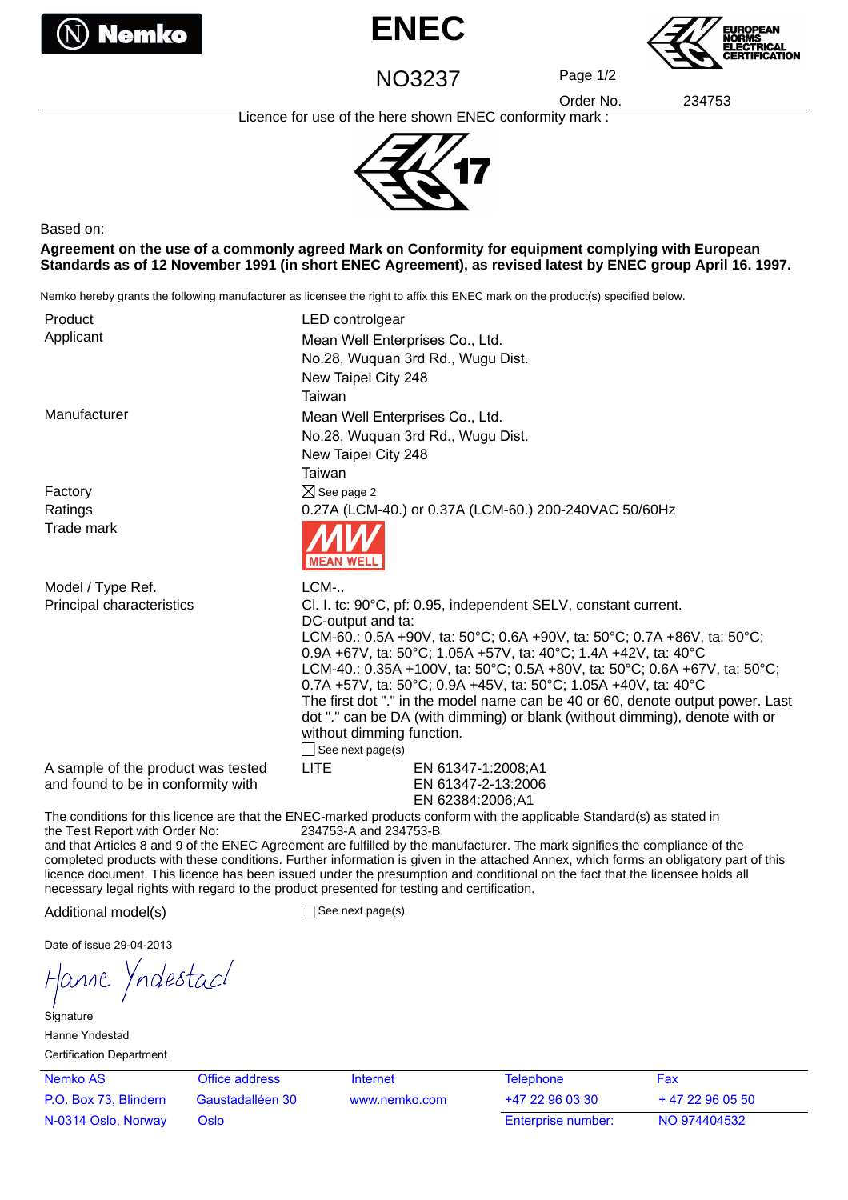Nemko

# ENEC

NO3237

EUROPEAN NORMS ELECTRICAL CERTIFICATION

Order No. 234753

Licence for use of the here shown ENEC conformity mark :

17

Based on:

**Agreement on the use of a commonly agreed Mark on Conformity for equipment complying with European Standards as of 12 November 1991 (in short ENEC Agreement), as revised latest by ENEC group April 16. 1997.**

Nemko hereby grants the following manufacturer as licensee the right to affix this ENEC mark on the product(s) specified below.

| | |
|---|---|
| Product | LED controlgear |
| Applicant | Mean Well Enterprises Co., Ltd.<br>No.28, Wuquan 3rd Rd., Wugu Dist.<br>New Taipei City 248<br>Taiwan |
| Manufacturer | Mean Well Enterprises Co., Ltd.<br>No.28, Wuquan 3rd Rd., Wugu Dist.<br>New Taipei City 248<br>Taiwan |
| Factory | ☒ See page 2 |
| Ratings | 0.27A (LCM-40.) or 0.37A (LCM-60.) 200-240VAC 50/60Hz |
| Trade mark | MW MEAN WELL |
| Model / Type Ref. | LCM-.. |
| Principal characteristics | Cl. I. tc: 90°C, pf: 0.95, independent SELV, constant current.<br>DC-output and ta:<br>LCM-60.: 0.5A +90V, ta: 50°C; 0.6A +90V, ta: 50°C; 0.7A +86V, ta: 50°C; 0.9A +67V, ta: 50°C; 1.05A +57V, ta: 40°C; 1.4A +42V, ta: 40°C<br>LCM-40.: 0.35A +100V, ta: 50°C; 0.5A +80V, ta: 50°C; 0.6A +67V, ta: 50°C; 0.7A +57V, ta: 50°C; 0.9A +45V, ta: 50°C; 1.05A +40V, ta: 40°C<br>The first dot "." in the model name can be 40 or 60, denote output power. Last dot "." can be DA (with dimming) or blank (without dimming), denote with or without dimming function.<br>☐ See next page(s) |
| A sample of the product was tested and found to be in conformity with | LITE EN 61347-1:2008;A1<br>EN 61347-2-13:2006<br>EN 62384:2006;A1 |

The conditions for this licence are that the ENEC-marked products conform with the applicable Standard(s) as stated in the Test Report with Order No: 234753-A and 234753-B and that Articles 8 and 9 of the ENEC Agreement are fulfilled by the manufacturer. The mark signifies the compliance of the completed products with these conditions. Further information is given in the attached Annex, which forms an obligatory part of this licence document. This licence has been issued under the presumption and conditional on the fact that the licensee holds all necessary legal rights with regard to the product presented for testing and certification.

Additional model(s) ☐ See next page(s)

Date of issue 29-04-2013

Hanne Yndestad

Signature

Hanne Yndestad

Certification Department

| Nemko AS | Office address | Internet | Telephone | Fax |
|---|---|---|---|---|
| P.O. Box 73, Blindern | Gaustadalléen 30 | www.nemko.com | +47 22 96 03 30 | + 47 22 96 05 50 |
| N-0314 Oslo, Norway | Oslo | | Enterprise number: | NO 974404532 |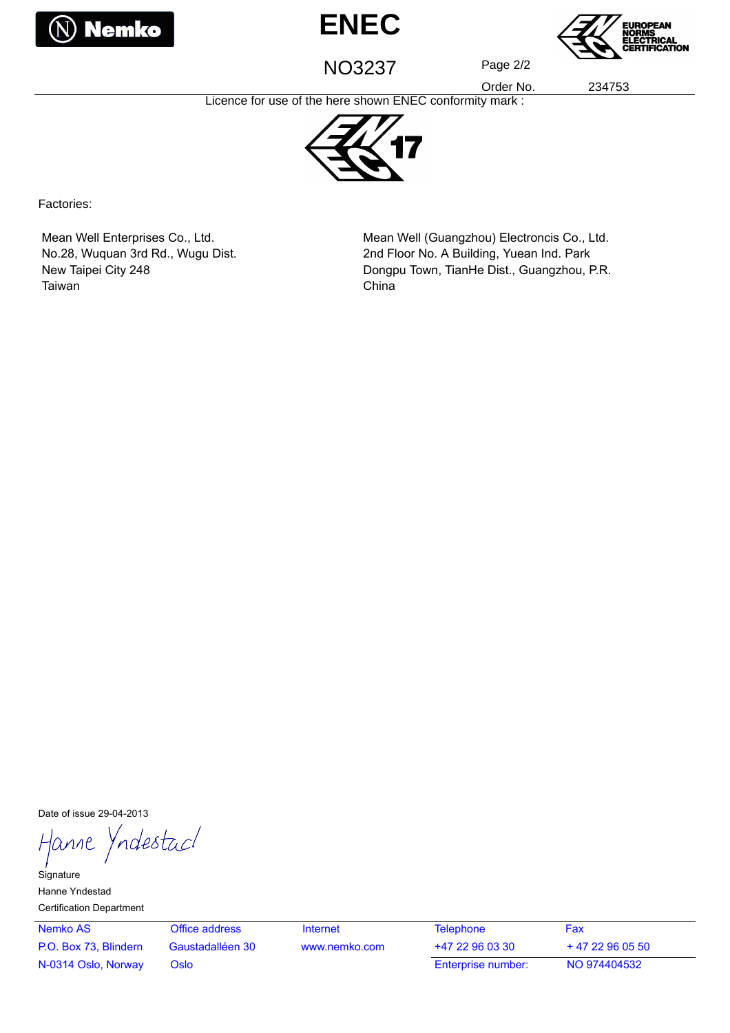# ENEC

NO3237

Order No. 234753

Licence for use of the here shown ENEC conformity mark :

17

Factories:

Mean Well Enterprises Co., Ltd.
No.28, Wuquan 3rd Rd., Wugu Dist.
New Taipei City 248
Taiwan

Mean Well (Guangzhou) Electroncis Co., Ltd.
2nd Floor No. A Building, Yuean Ind. Park
Dongpu Town, TianHe Dist., Guangzhou, P.R.
China

Date of issue 29-04-2013

Hanne Yndestad

Signature
Hanne Yndestad
Certification Department

| Nemko AS | Office address | Internet | Telephone | Fax |
|---|---|---|---|---|
| P.O. Box 73, Blindern | Gaustadalléen 30 | www.nemko.com | +47 22 96 03 30 | + 47 22 96 05 50 |
| N-0314 Oslo, Norway | Oslo | | Enterprise number: | NO 974404532 |